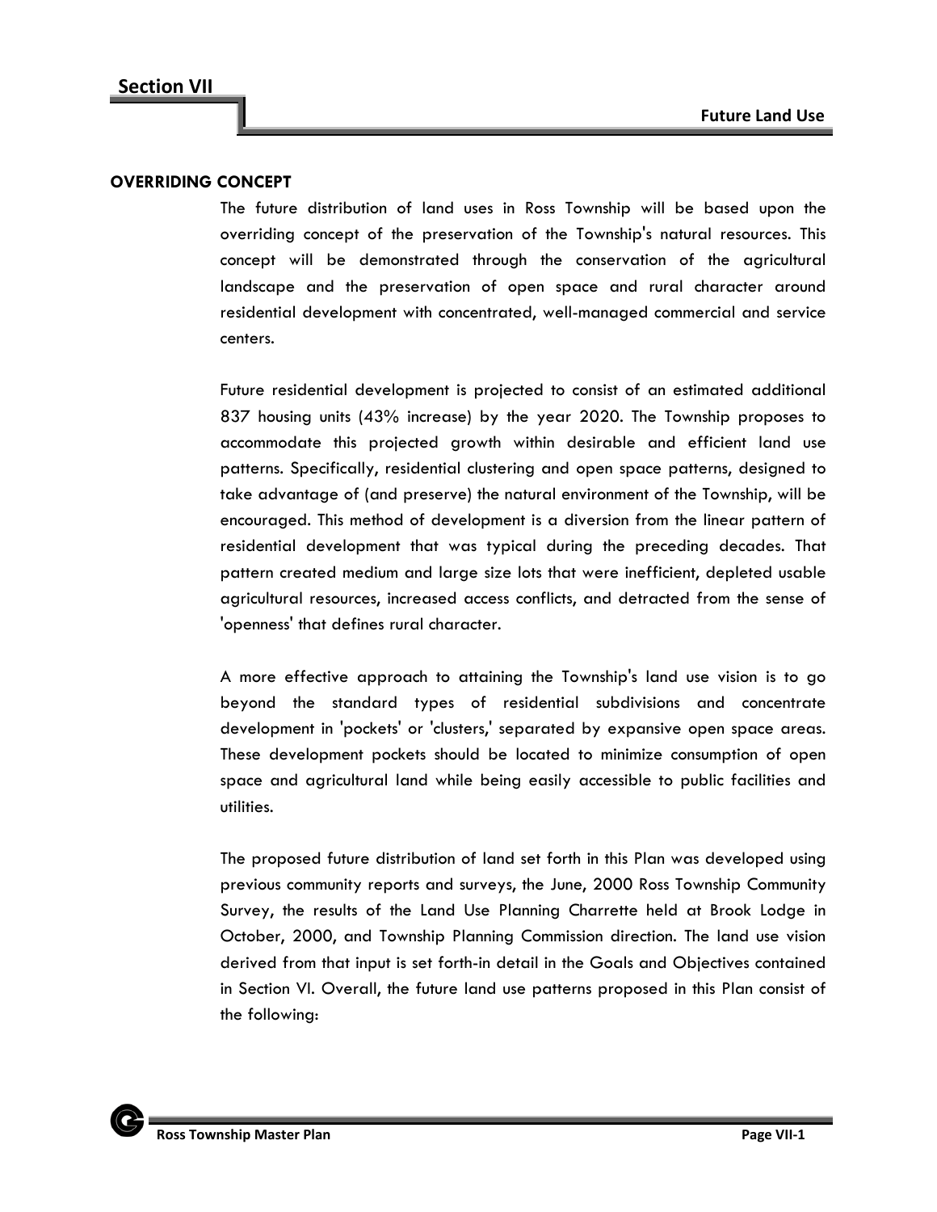# Section VII

## Future Land Use

### OVERRIDING CONCEPT

The future distribution of land uses in Ross Township will be based upon the overriding concept of the preservation of the Township's natural resources. This concept will be demonstrated through the conservation of the agricultural landscape and the preservation of open space and rural character around residential development with concentrated, well-managed commercial and service centers.

Future residential development is projected to consist of an estimated additional 837 housing units (43% increase) by the year 2020. The Township proposes to accommodate this projected growth within desirable and efficient land use patterns. Specifically, residential clustering and open space patterns, designed to take advantage of (and preserve) the natural environment of the Township, will be encouraged. This method of development is a diversion from the linear pattern of residential development that was typical during the preceding decades. That pattern created medium and large size lots that were inefficient, depleted usable agricultural resources, increased access conflicts, and detracted from the sense of 'openness' that defines rural character.

A more effective approach to attaining the Township's land use vision is to go beyond the standard types of residential subdivisions and concentrate development in 'pockets' or 'clusters,' separated by expansive open space areas. These development pockets should be located to minimize consumption of open space and agricultural land while being easily accessible to public facilities and utilities.

The proposed future distribution of land set forth in this Plan was developed using previous community reports and surveys, the June, 2000 Ross Township Community Survey, the results of the Land Use Planning Charrette held at Brook Lodge in October, 2000, and Township Planning Commission direction. The land use vision derived from that input is set forth-in detail in the Goals and Objectives contained in Section VI. Overall, the future land use patterns proposed in this Plan consist of the following: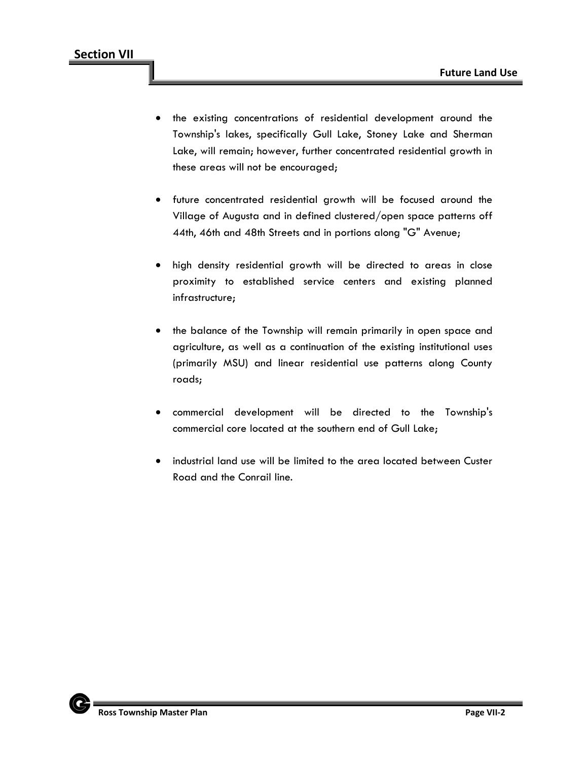- the existing concentrations of residential development around the Township's lakes, specifically Gull Lake, Stoney Lake and Sherman Lake, will remain; however, further concentrated residential growth in these areas will not be encouraged;

- future concentrated residential growth will be focused around the Village of Augusta and in defined clustered/open space patterns off 44th, 46th and 48th Streets and in portions along "G" Avenue;

- high density residential growth will be directed to areas in close proximity to established service centers and existing planned infrastructure;

- the balance of the Township will remain primarily in open space and agriculture, as well as a continuation of the existing institutional uses (primarily MSU) and linear residential use patterns along County roads;

- commercial development will be directed to the Township's commercial core located at the southern end of Gull Lake;

- industrial land use will be limited to the area located between Custer Road and the Conrail line.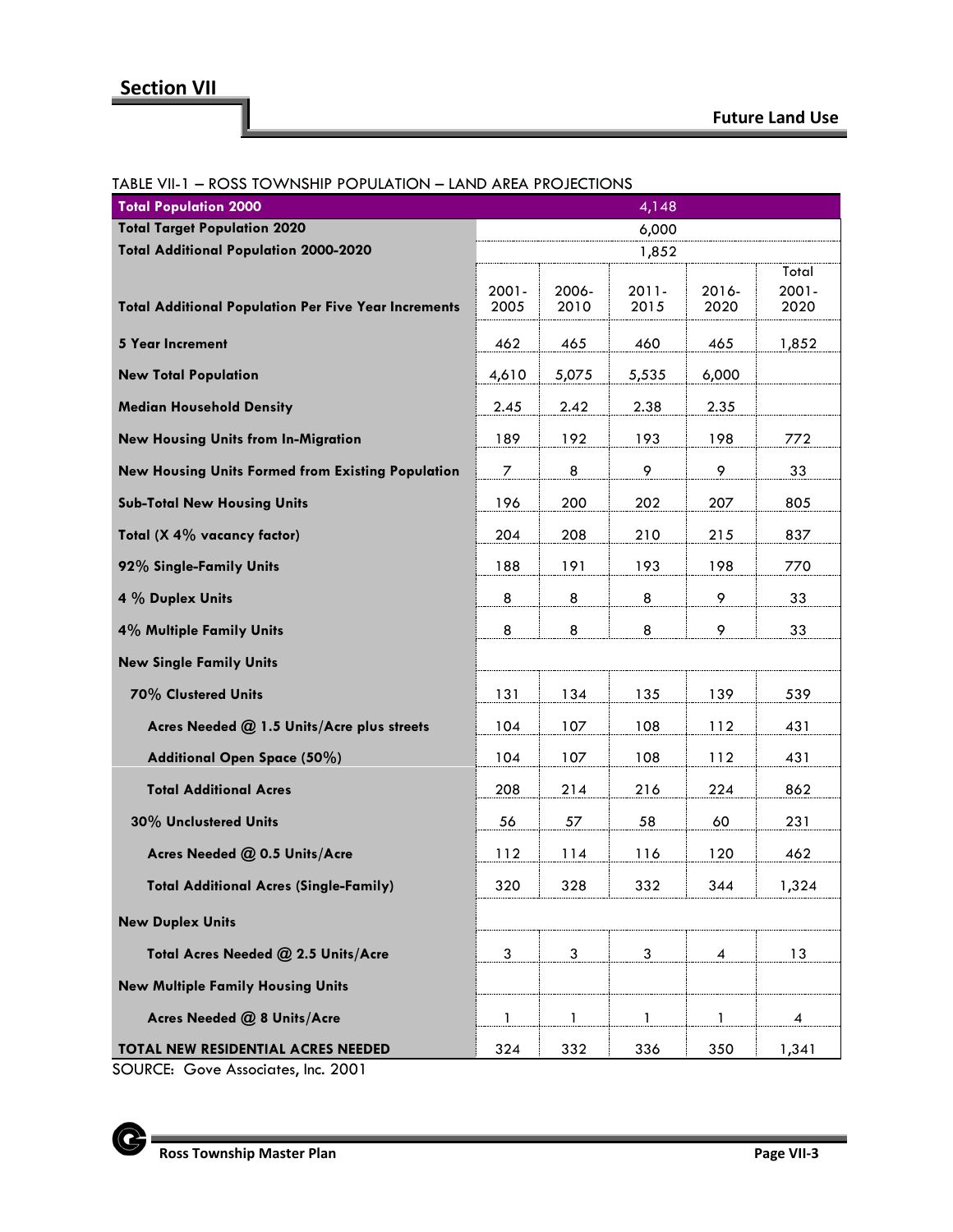## Section VII

## Future Land Use

TABLE VII-1 – ROSS TOWNSHIP POPULATION – LAND AREA PROJECTIONS

| **Total Population 2000** | 4,148 | | | | |
|---|---|---|---|---|---|
| **Total Target Population 2020** | 6,000 | | | | |
| **Total Additional Population 2000-2020** | 1,852 | | | | |
| **Total Additional Population Per Five Year Increments** | 2001-2005 | 2006-2010 | 2011-2015 | 2016-2020 | Total 2001-2020 |
| **5 Year Increment** | 462 | 465 | 460 | 465 | 1,852 |
| **New Total Population** | 4,610 | 5,075 | 5,535 | 6,000 | |
| **Median Household Density** | 2.45 | 2.42 | 2.38 | 2.35 | |
| **New Housing Units from In-Migration** | 189 | 192 | 193 | 198 | 772 |
| **New Housing Units Formed from Existing Population** | 7 | 8 | 9 | 9 | 33 |
| **Sub-Total New Housing Units** | 196 | 200 | 202 | 207 | 805 |
| **Total (X 4% vacancy factor)** | 204 | 208 | 210 | 215 | 837 |
| **92% Single-Family Units** | 188 | 191 | 193 | 198 | 770 |
| **4 % Duplex Units** | 8 | 8 | 8 | 9 | 33 |
| **4% Multiple Family Units** | 8 | 8 | 8 | 9 | 33 |
| **New Single Family Units** | | | | | |
| **70% Clustered Units** | 131 | 134 | 135 | 139 | 539 |
| **Acres Needed @ 1.5 Units/Acre plus streets** | 104 | 107 | 108 | 112 | 431 |
| **Additional Open Space (50%)** | 104 | 107 | 108 | 112 | 431 |
| **Total Additional Acres** | 208 | 214 | 216 | 224 | 862 |
| **30% Unclustered Units** | 56 | 57 | 58 | 60 | 231 |
| **Acres Needed @ 0.5 Units/Acre** | 112 | 114 | 116 | 120 | 462 |
| **Total Additional Acres (Single-Family)** | 320 | 328 | 332 | 344 | 1,324 |
| **New Duplex Units** | | | | | |
| **Total Acres Needed @ 2.5 Units/Acre** | 3 | 3 | 3 | 4 | 13 |
| **New Multiple Family Housing Units** | | | | | |
| **Acres Needed @ 8 Units/Acre** | 1 | 1 | 1 | 1 | 4 |
| **TOTAL NEW RESIDENTIAL ACRES NEEDED** | 324 | 332 | 336 | 350 | 1,341 |

SOURCE: Gove Associates, Inc. 2001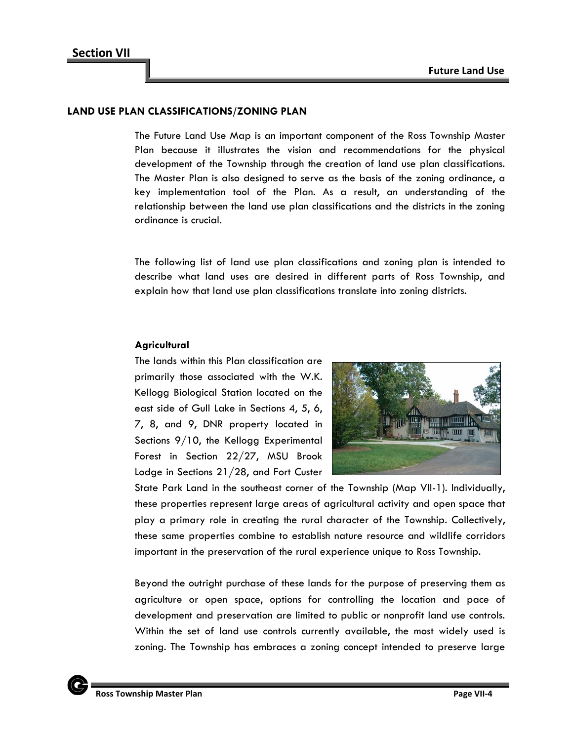## LAND USE PLAN CLASSIFICATIONS/ZONING PLAN

The Future Land Use Map is an important component of the Ross Township Master Plan because it illustrates the vision and recommendations for the physical development of the Township through the creation of land use plan classifications. The Master Plan is also designed to serve as the basis of the zoning ordinance, a key implementation tool of the Plan. As a result, an understanding of the relationship between the land use plan classifications and the districts in the zoning ordinance is crucial.

The following list of land use plan classifications and zoning plan is intended to describe what land uses are desired in different parts of Ross Township, and explain how that land use plan classifications translate into zoning districts.

### Agricultural

The lands within this Plan classification are primarily those associated with the W.K. Kellogg Biological Station located on the east side of Gull Lake in Sections 4, 5, 6, 7, 8, and 9, DNR property located in Sections 9/10, the Kellogg Experimental Forest in Section 22/27, MSU Brook Lodge in Sections 21/28, and Fort Custer State Park Land in the southeast corner of the Township (Map VII-1). Individually, these properties represent large areas of agricultural activity and open space that play a primary role in creating the rural character of the Township. Collectively, these same properties combine to establish nature resource and wildlife corridors important in the preservation of the rural experience unique to Ross Township.

Beyond the outright purchase of these lands for the purpose of preserving them as agriculture or open space, options for controlling the location and pace of development and preservation are limited to public or nonprofit land use controls. Within the set of land use controls currently available, the most widely used is zoning. The Township has embraces a zoning concept intended to preserve large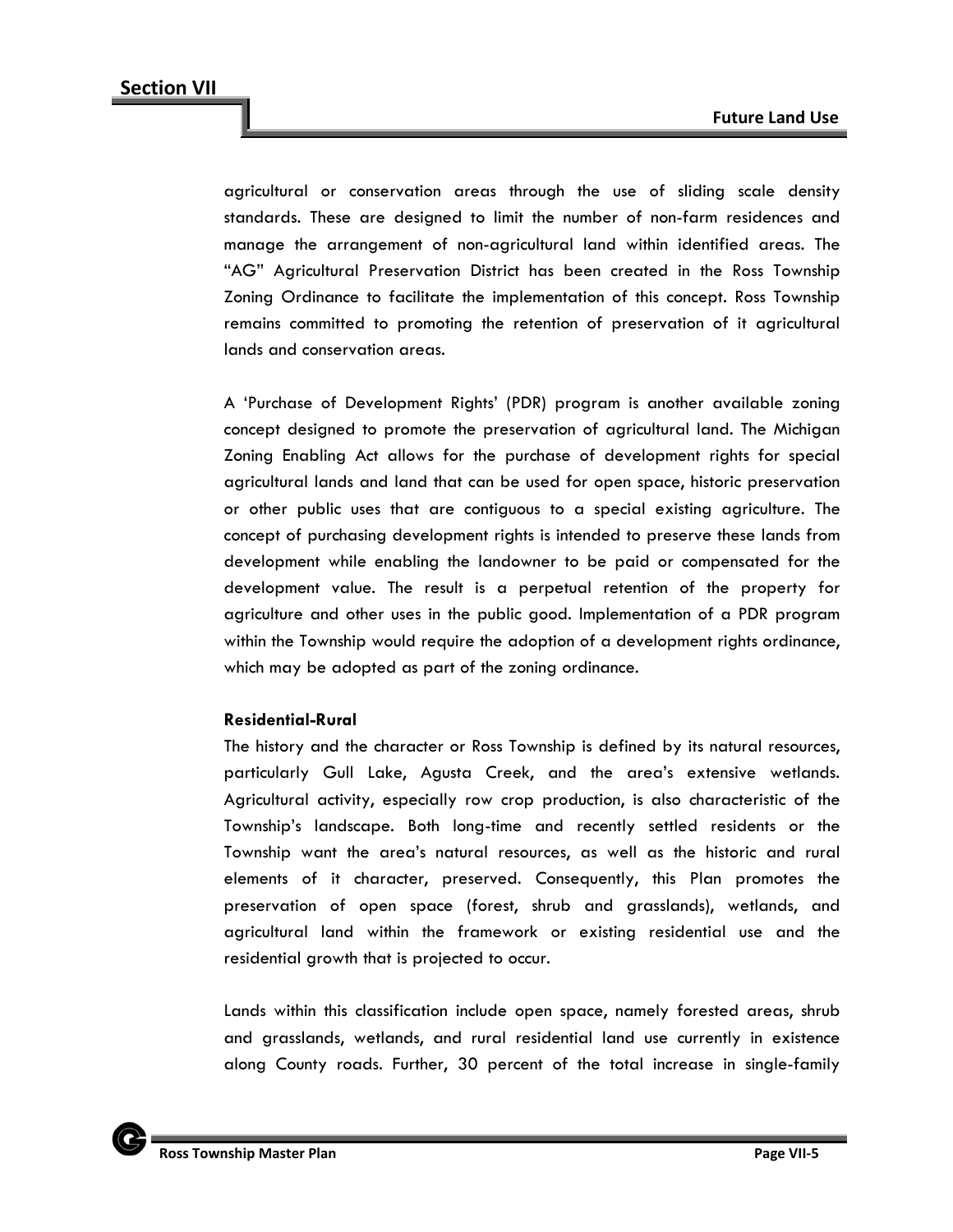agricultural or conservation areas through the use of sliding scale density standards. These are designed to limit the number of non-farm residences and manage the arrangement of non-agricultural land within identified areas. The "AG" Agricultural Preservation District has been created in the Ross Township Zoning Ordinance to facilitate the implementation of this concept. Ross Township remains committed to promoting the retention of preservation of it agricultural lands and conservation areas.

A 'Purchase of Development Rights' (PDR) program is another available zoning concept designed to promote the preservation of agricultural land. The Michigan Zoning Enabling Act allows for the purchase of development rights for special agricultural lands and land that can be used for open space, historic preservation or other public uses that are contiguous to a special existing agriculture. The concept of purchasing development rights is intended to preserve these lands from development while enabling the landowner to be paid or compensated for the development value. The result is a perpetual retention of the property for agriculture and other uses in the public good. Implementation of a PDR program within the Township would require the adoption of a development rights ordinance, which may be adopted as part of the zoning ordinance.

**Residential-Rural**

The history and the character or Ross Township is defined by its natural resources, particularly Gull Lake, Agusta Creek, and the area's extensive wetlands. Agricultural activity, especially row crop production, is also characteristic of the Township's landscape. Both long-time and recently settled residents or the Township want the area's natural resources, as well as the historic and rural elements of it character, preserved. Consequently, this Plan promotes the preservation of open space (forest, shrub and grasslands), wetlands, and agricultural land within the framework or existing residential use and the residential growth that is projected to occur.

Lands within this classification include open space, namely forested areas, shrub and grasslands, wetlands, and rural residential land use currently in existence along County roads. Further, 30 percent of the total increase in single-family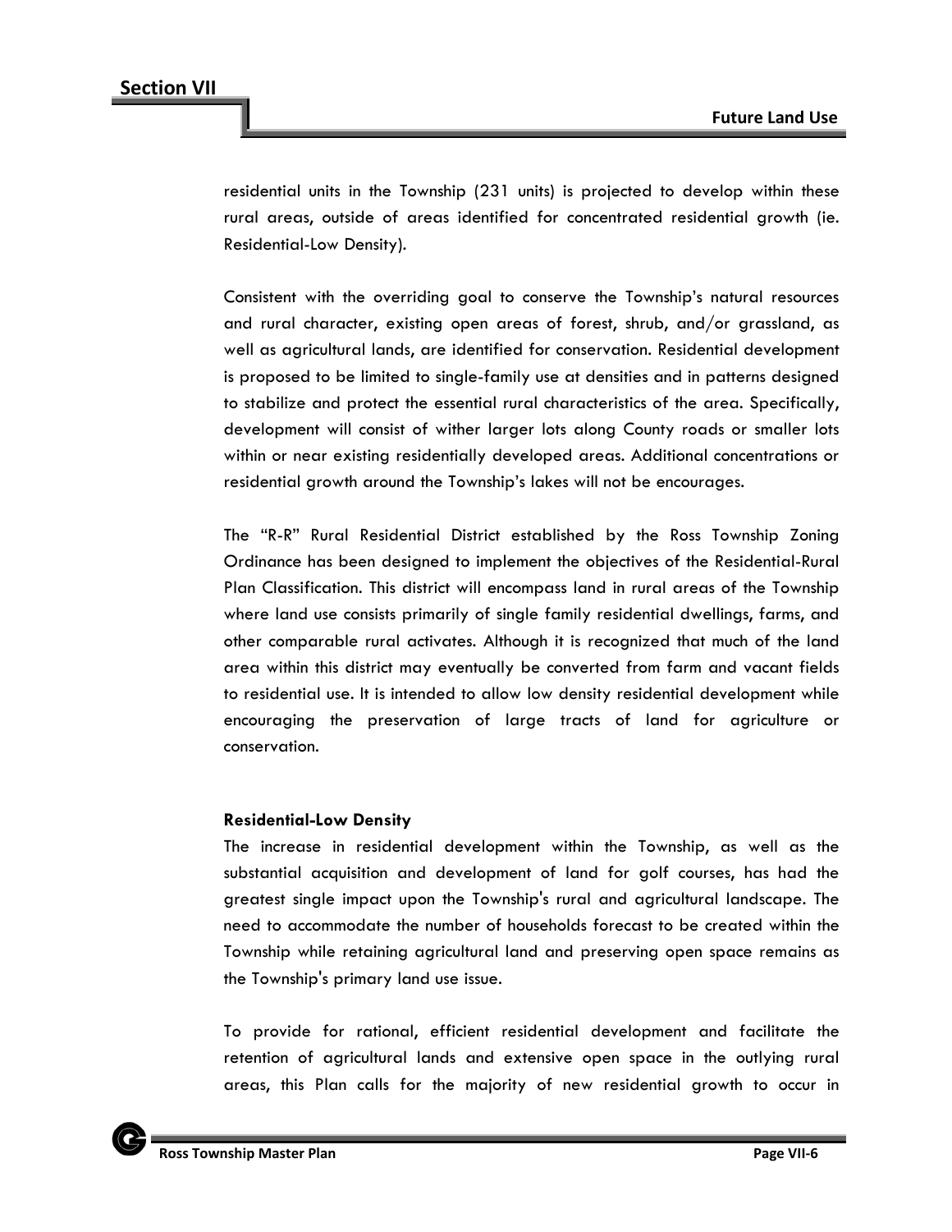residential units in the Township (231 units) is projected to develop within these rural areas, outside of areas identified for concentrated residential growth (ie. Residential-Low Density).

Consistent with the overriding goal to conserve the Township's natural resources and rural character, existing open areas of forest, shrub, and/or grassland, as well as agricultural lands, are identified for conservation. Residential development is proposed to be limited to single-family use at densities and in patterns designed to stabilize and protect the essential rural characteristics of the area. Specifically, development will consist of wither larger lots along County roads or smaller lots within or near existing residentially developed areas. Additional concentrations or residential growth around the Township's lakes will not be encourages.

The "R-R" Rural Residential District established by the Ross Township Zoning Ordinance has been designed to implement the objectives of the Residential-Rural Plan Classification. This district will encompass land in rural areas of the Township where land use consists primarily of single family residential dwellings, farms, and other comparable rural activates. Although it is recognized that much of the land area within this district may eventually be converted from farm and vacant fields to residential use. It is intended to allow low density residential development while encouraging the preservation of large tracts of land for agriculture or conservation.

**Residential-Low Density**

The increase in residential development within the Township, as well as the substantial acquisition and development of land for golf courses, has had the greatest single impact upon the Township's rural and agricultural landscape. The need to accommodate the number of households forecast to be created within the Township while retaining agricultural land and preserving open space remains as the Township's primary land use issue.

To provide for rational, efficient residential development and facilitate the retention of agricultural lands and extensive open space in the outlying rural areas, this Plan calls for the majority of new residential growth to occur in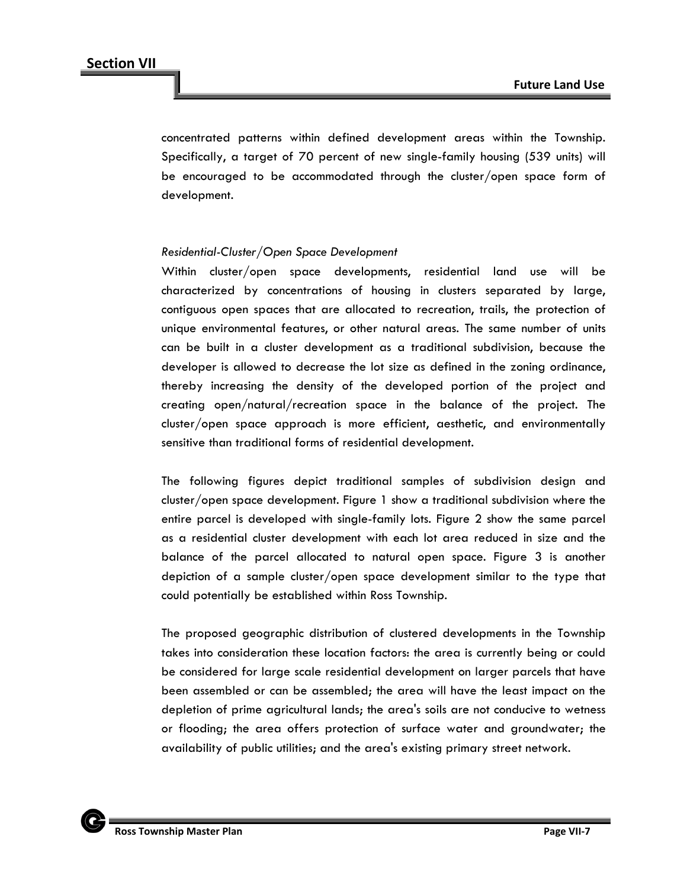concentrated patterns within defined development areas within the Township. Specifically, a target of 70 percent of new single-family housing (539 units) will be encouraged to be accommodated through the cluster/open space form of development.

*Residential-Cluster/Open Space Development*

Within cluster/open space developments, residential land use will be characterized by concentrations of housing in clusters separated by large, contiguous open spaces that are allocated to recreation, trails, the protection of unique environmental features, or other natural areas. The same number of units can be built in a cluster development as a traditional subdivision, because the developer is allowed to decrease the lot size as defined in the zoning ordinance, thereby increasing the density of the developed portion of the project and creating open/natural/recreation space in the balance of the project. The cluster/open space approach is more efficient, aesthetic, and environmentally sensitive than traditional forms of residential development.

The following figures depict traditional samples of subdivision design and cluster/open space development. Figure 1 show a traditional subdivision where the entire parcel is developed with single-family lots. Figure 2 show the same parcel as a residential cluster development with each lot area reduced in size and the balance of the parcel allocated to natural open space. Figure 3 is another depiction of a sample cluster/open space development similar to the type that could potentially be established within Ross Township.

The proposed geographic distribution of clustered developments in the Township takes into consideration these location factors: the area is currently being or could be considered for large scale residential development on larger parcels that have been assembled or can be assembled; the area will have the least impact on the depletion of prime agricultural lands; the area's soils are not conducive to wetness or flooding; the area offers protection of surface water and groundwater; the availability of public utilities; and the area's existing primary street network.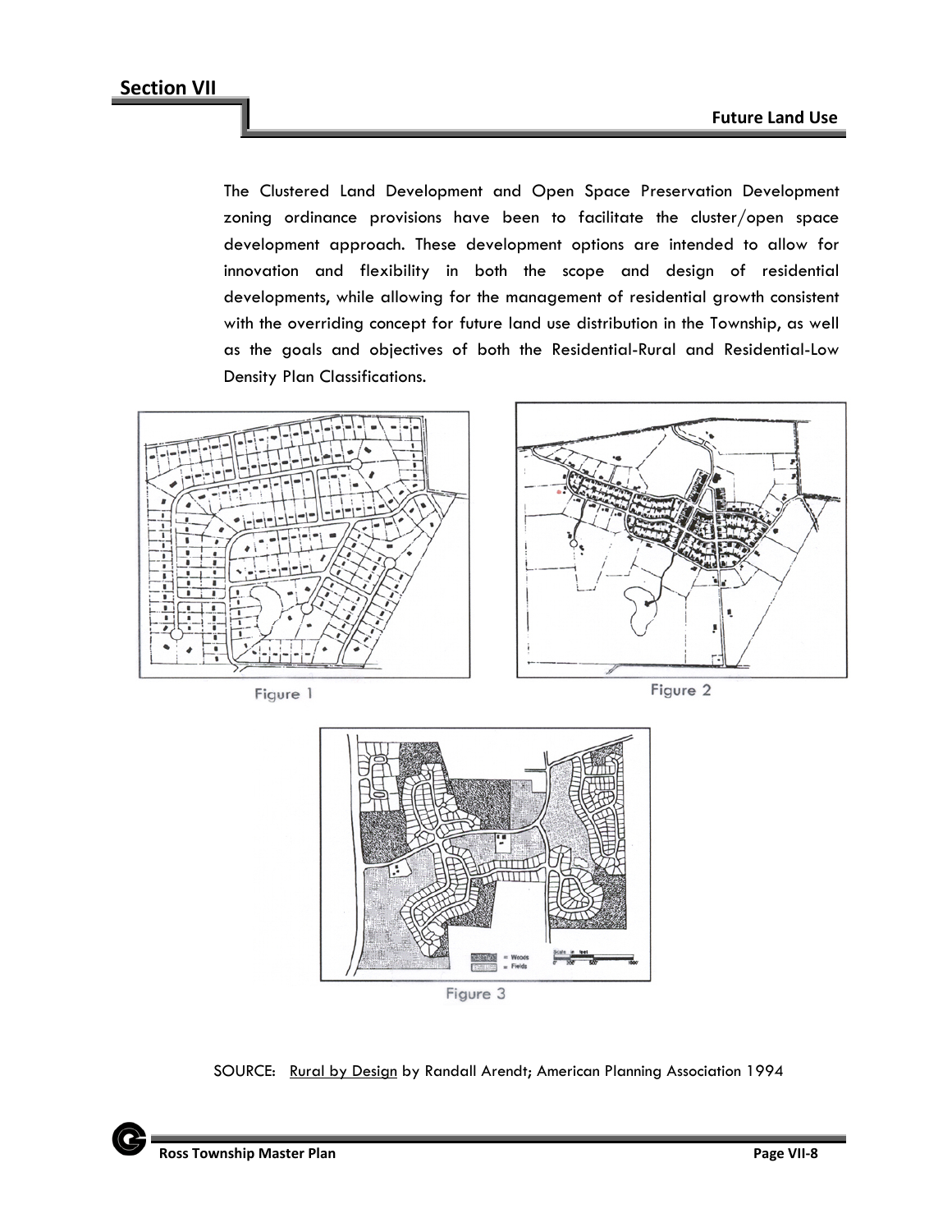The Clustered Land Development and Open Space Preservation Development zoning ordinance provisions have been to facilitate the cluster/open space development approach. These development options are intended to allow for innovation and flexibility in both the scope and design of residential developments, while allowing for the management of residential growth consistent with the overriding concept for future land use distribution in the Township, as well as the goals and objectives of both the Residential-Rural and Residential-Low Density Plan Classifications.

Figure 1

Figure 2

Figure 3

SOURCE: Rural by Design by Randall Arendt; American Planning Association 1994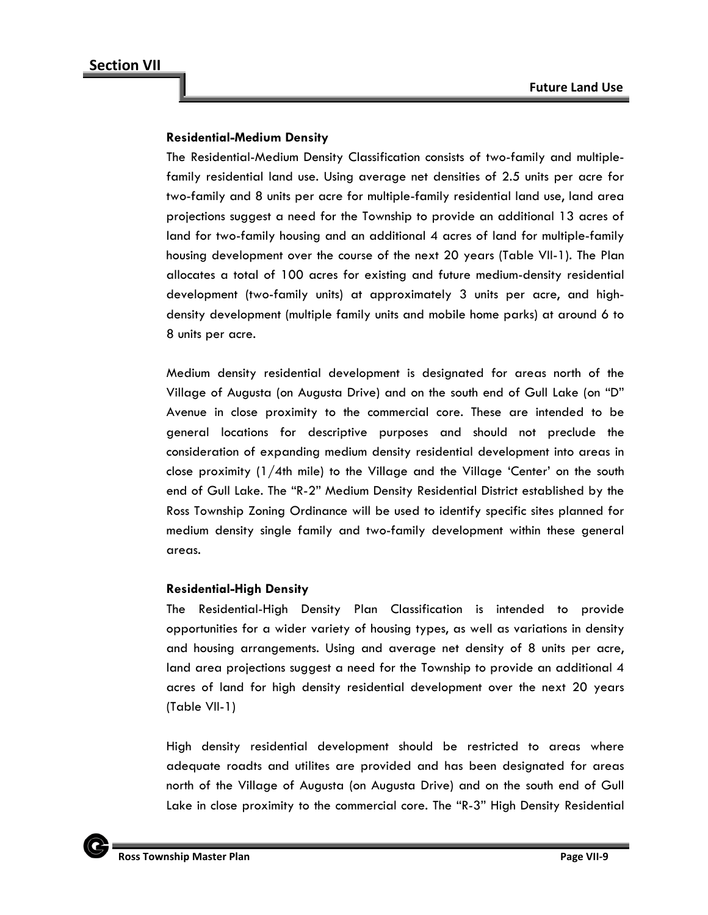**Residential-Medium Density**

The Residential-Medium Density Classification consists of two-family and multiple-family residential land use. Using average net densities of 2.5 units per acre for two-family and 8 units per acre for multiple-family residential land use, land area projections suggest a need for the Township to provide an additional 13 acres of land for two-family housing and an additional 4 acres of land for multiple-family housing development over the course of the next 20 years (Table VII-1). The Plan allocates a total of 100 acres for existing and future medium-density residential development (two-family units) at approximately 3 units per acre, and high-density development (multiple family units and mobile home parks) at around 6 to 8 units per acre.

Medium density residential development is designated for areas north of the Village of Augusta (on Augusta Drive) and on the south end of Gull Lake (on "D" Avenue in close proximity to the commercial core. These are intended to be general locations for descriptive purposes and should not preclude the consideration of expanding medium density residential development into areas in close proximity (1/4th mile) to the Village and the Village 'Center' on the south end of Gull Lake. The "R-2" Medium Density Residential District established by the Ross Township Zoning Ordinance will be used to identify specific sites planned for medium density single family and two-family development within these general areas.

**Residential-High Density**

The Residential-High Density Plan Classification is intended to provide opportunities for a wider variety of housing types, as well as variations in density and housing arrangements. Using and average net density of 8 units per acre, land area projections suggest a need for the Township to provide an additional 4 acres of land for high density residential development over the next 20 years (Table VII-1)

High density residential development should be restricted to areas where adequate roadts and utilites are provided and has been designated for areas north of the Village of Augusta (on Augusta Drive) and on the south end of Gull Lake in close proximity to the commercial core. The "R-3" High Density Residential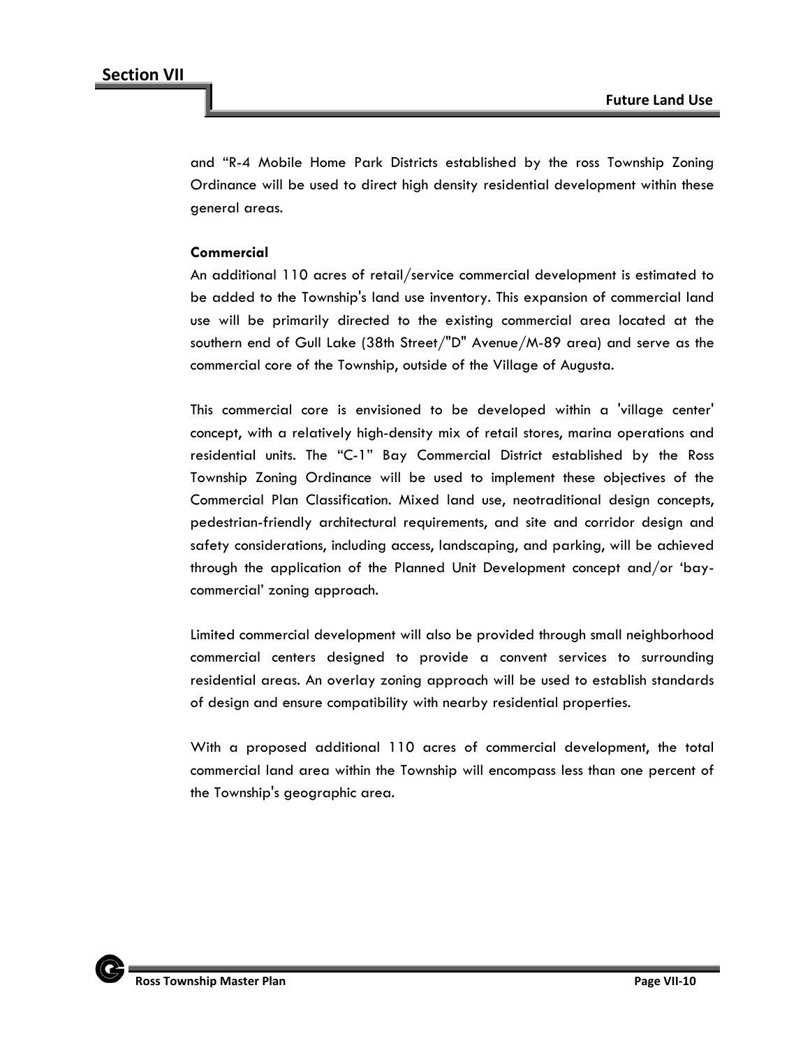and "R-4 Mobile Home Park Districts established by the ross Township Zoning Ordinance will be used to direct high density residential development within these general areas.

**Commercial**

An additional 110 acres of retail/service commercial development is estimated to be added to the Township's land use inventory. This expansion of commercial land use will be primarily directed to the existing commercial area located at the southern end of Gull Lake (38th Street/"D" Avenue/M-89 area) and serve as the commercial core of the Township, outside of the Village of Augusta.

This commercial core is envisioned to be developed within a 'village center' concept, with a relatively high-density mix of retail stores, marina operations and residential units. The "C-1" Bay Commercial District established by the Ross Township Zoning Ordinance will be used to implement these objectives of the Commercial Plan Classification. Mixed land use, neotraditional design concepts, pedestrian-friendly architectural requirements, and site and corridor design and safety considerations, including access, landscaping, and parking, will be achieved through the application of the Planned Unit Development concept and/or 'bay-commercial' zoning approach.

Limited commercial development will also be provided through small neighborhood commercial centers designed to provide a convent services to surrounding residential areas. An overlay zoning approach will be used to establish standards of design and ensure compatibility with nearby residential properties.

With a proposed additional 110 acres of commercial development, the total commercial land area within the Township will encompass less than one percent of the Township's geographic area.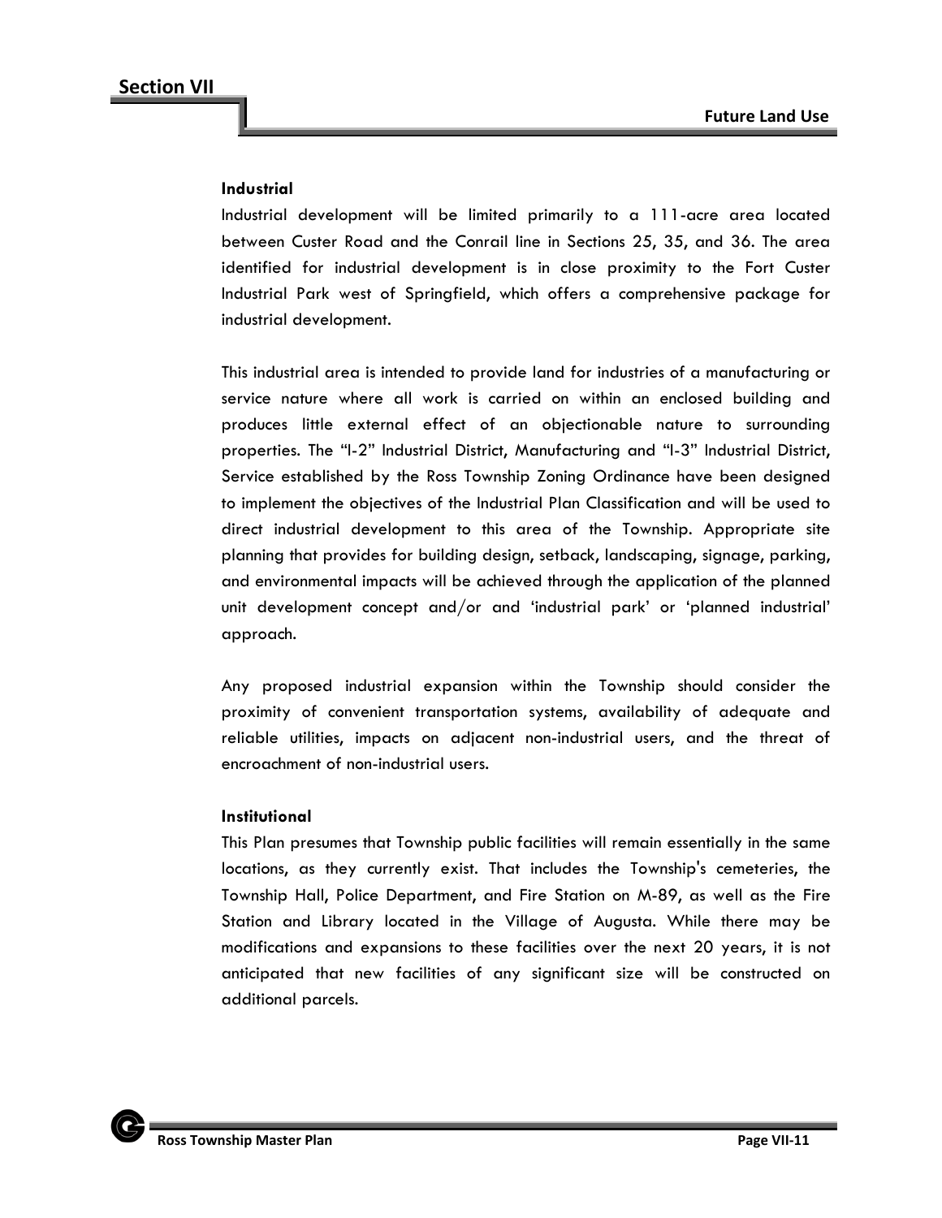#### Industrial

Industrial development will be limited primarily to a 111-acre area located between Custer Road and the Conrail line in Sections 25, 35, and 36. The area identified for industrial development is in close proximity to the Fort Custer Industrial Park west of Springfield, which offers a comprehensive package for industrial development.

This industrial area is intended to provide land for industries of a manufacturing or service nature where all work is carried on within an enclosed building and produces little external effect of an objectionable nature to surrounding properties. The "I-2" Industrial District, Manufacturing and "I-3" Industrial District, Service established by the Ross Township Zoning Ordinance have been designed to implement the objectives of the Industrial Plan Classification and will be used to direct industrial development to this area of the Township. Appropriate site planning that provides for building design, setback, landscaping, signage, parking, and environmental impacts will be achieved through the application of the planned unit development concept and/or and 'industrial park' or 'planned industrial' approach.

Any proposed industrial expansion within the Township should consider the proximity of convenient transportation systems, availability of adequate and reliable utilities, impacts on adjacent non-industrial users, and the threat of encroachment of non-industrial users.

#### Institutional

This Plan presumes that Township public facilities will remain essentially in the same locations, as they currently exist. That includes the Township's cemeteries, the Township Hall, Police Department, and Fire Station on M-89, as well as the Fire Station and Library located in the Village of Augusta. While there may be modifications and expansions to these facilities over the next 20 years, it is not anticipated that new facilities of any significant size will be constructed on additional parcels.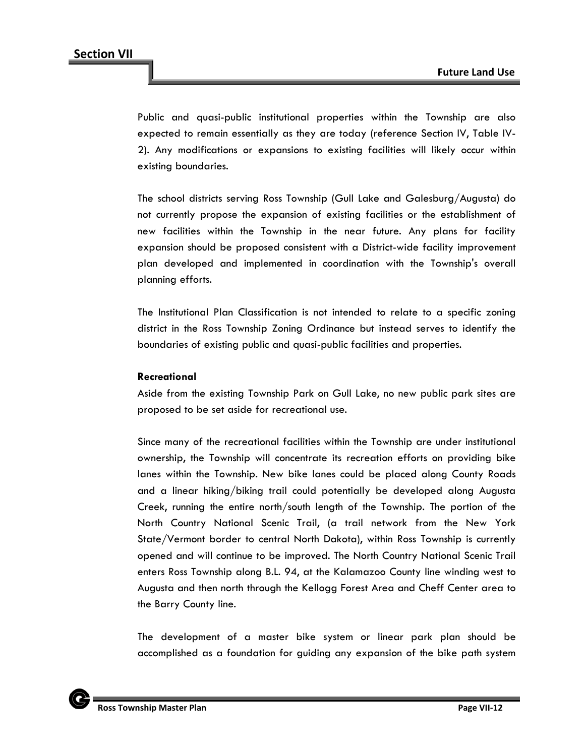Public and quasi-public institutional properties within the Township are also expected to remain essentially as they are today (reference Section IV, Table IV-2). Any modifications or expansions to existing facilities will likely occur within existing boundaries.

The school districts serving Ross Township (Gull Lake and Galesburg/Augusta) do not currently propose the expansion of existing facilities or the establishment of new facilities within the Township in the near future. Any plans for facility expansion should be proposed consistent with a District-wide facility improvement plan developed and implemented in coordination with the Township's overall planning efforts.

The Institutional Plan Classification is not intended to relate to a specific zoning district in the Ross Township Zoning Ordinance but instead serves to identify the boundaries of existing public and quasi-public facilities and properties.

**Recreational**

Aside from the existing Township Park on Gull Lake, no new public park sites are proposed to be set aside for recreational use.

Since many of the recreational facilities within the Township are under institutional ownership, the Township will concentrate its recreation efforts on providing bike lanes within the Township. New bike lanes could be placed along County Roads and a linear hiking/biking trail could potentially be developed along Augusta Creek, running the entire north/south length of the Township. The portion of the North Country National Scenic Trail, (a trail network from the New York State/Vermont border to central North Dakota), within Ross Township is currently opened and will continue to be improved. The North Country National Scenic Trail enters Ross Township along B.L. 94, at the Kalamazoo County line winding west to Augusta and then north through the Kellogg Forest Area and Cheff Center area to the Barry County line.

The development of a master bike system or linear park plan should be accomplished as a foundation for guiding any expansion of the bike path system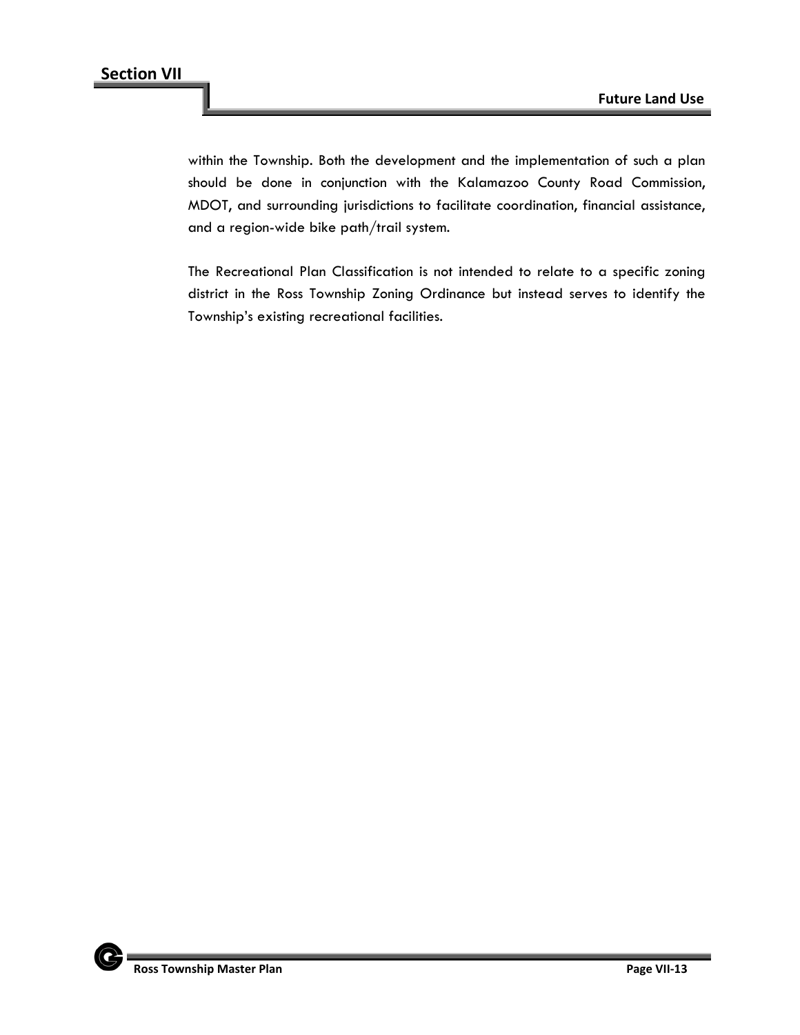within the Township. Both the development and the implementation of such a plan should be done in conjunction with the Kalamazoo County Road Commission, MDOT, and surrounding jurisdictions to facilitate coordination, financial assistance, and a region-wide bike path/trail system.

The Recreational Plan Classification is not intended to relate to a specific zoning district in the Ross Township Zoning Ordinance but instead serves to identify the Township's existing recreational facilities.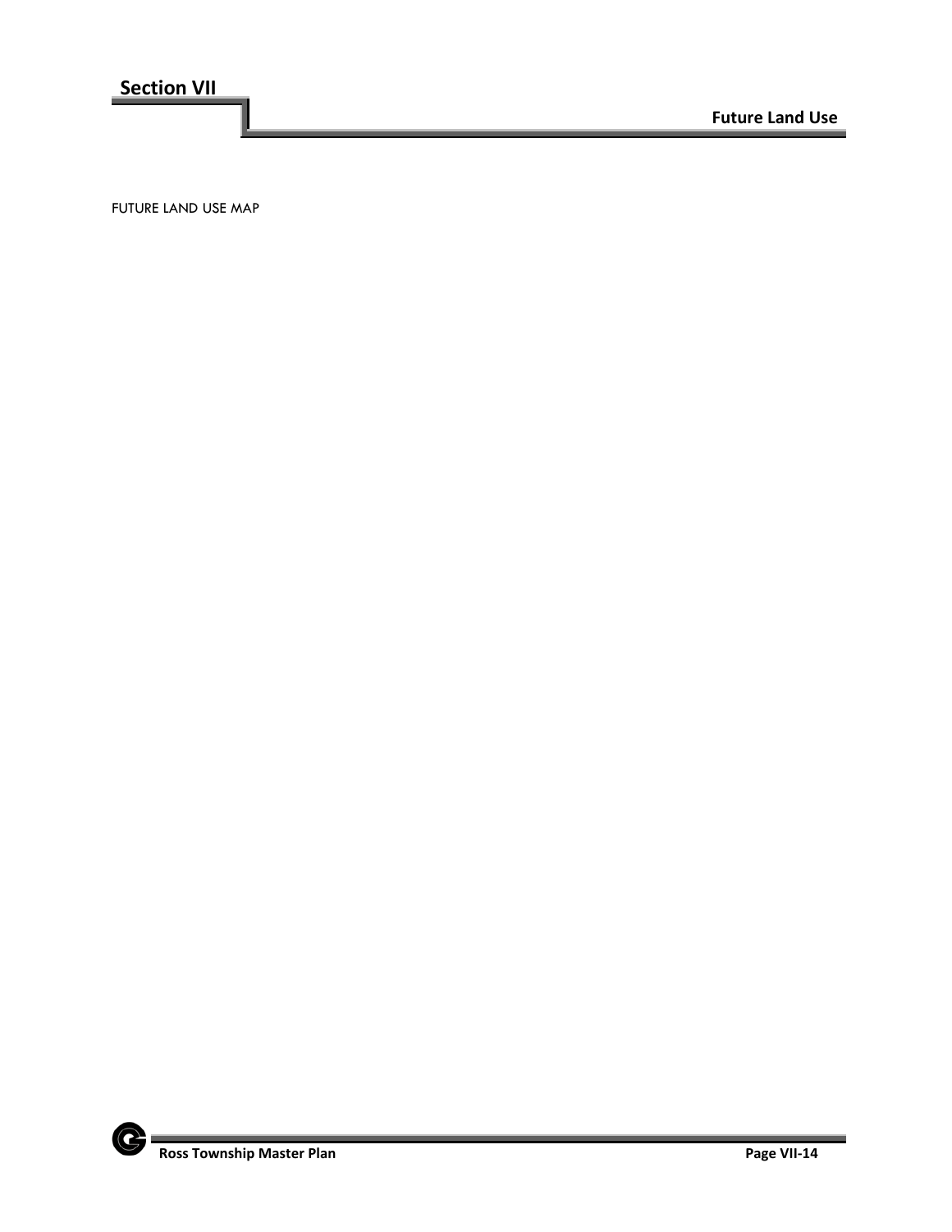FUTURE LAND USE MAP